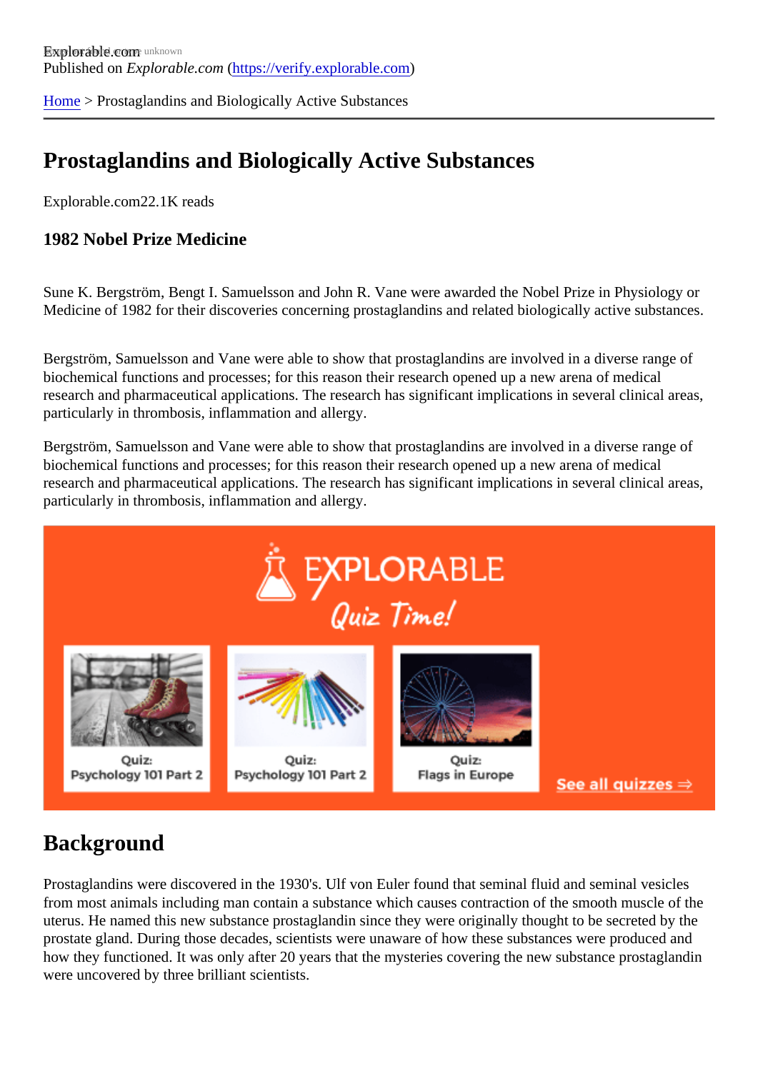Explorable.com
Published on *Explorable.com* (https://verify.explorable.com)

Home > Prostaglandins and Biologically Active Substances

# Prostaglandins and Biologically Active Substances

Explorable.com22.1K reads

### 1982 Nobel Prize Medicine

Sune K. Bergström, Bengt I. Samuelsson and John R. Vane were awarded the Nobel Prize in Physiology or Medicine of 1982 for their discoveries concerning prostaglandins and related biologically active substances.

Bergström, Samuelsson and Vane were able to show that prostaglandins are involved in a diverse range of biochemical functions and processes; for this reason their research opened up a new arena of medical research and pharmaceutical applications. The research has significant implications in several clinical areas, particularly in thrombosis, inflammation and allergy.

Bergström, Samuelsson and Vane were able to show that prostaglandins are involved in a diverse range of biochemical functions and processes; for this reason their research opened up a new arena of medical research and pharmaceutical applications. The research has significant implications in several clinical areas, particularly in thrombosis, inflammation and allergy.

## Background

Prostaglandins were discovered in the 1930's. Ulf von Euler found that seminal fluid and seminal vesicles from most animals including man contain a substance which causes contraction of the smooth muscle of the uterus. He named this new substance prostaglandin since they were originally thought to be secreted by the prostate gland. During those decades, scientists were unaware of how these substances were produced and how they functioned. It was only after 20 years that the mysteries covering the new substance prostaglandin were uncovered by three brilliant scientists.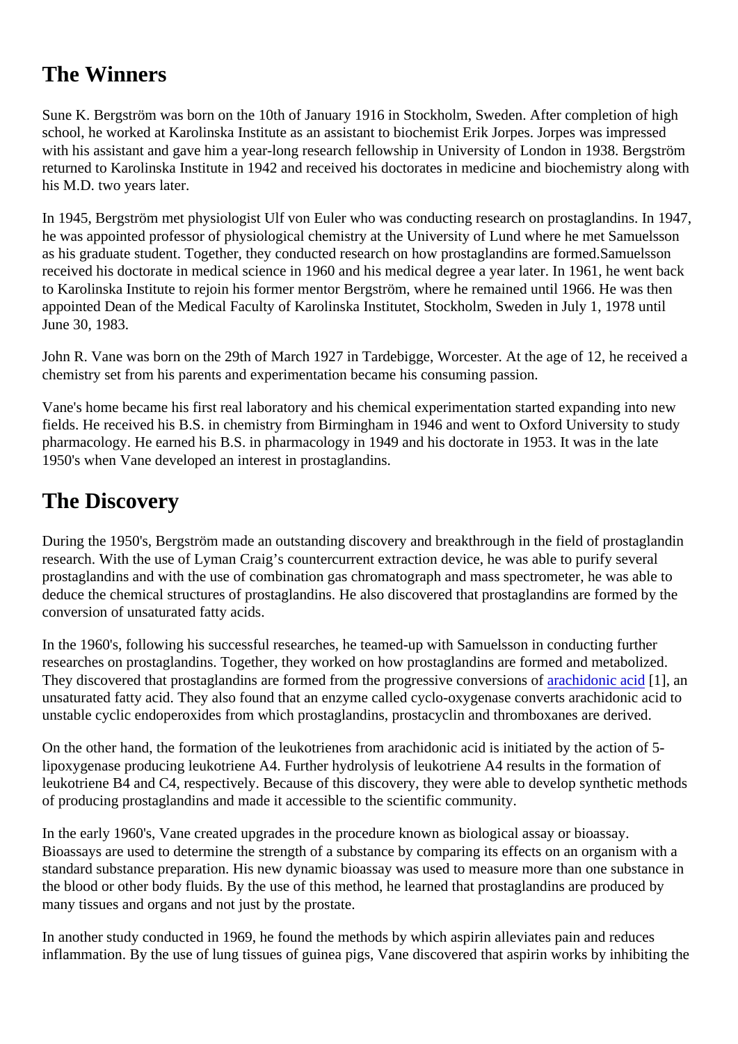## The Winners

Sune K. Bergström was born on the 10th of January 1916 in Stockholm, Sweden. After completion of high school, he worked at Karolinska Institute as an assistant to biochemist Erik Jorpes. Jorpes was impressed with his assistant and gave him a year-long research fellowship in University of London in 1938. Bergström returned to Karolinska Institute in 1942 and received his doctorates in medicine and biochemistry along with his M.D. two years later.

In 1945, Bergström met physiologist Ulf von Euler who was conducting research on prostaglandins. In 1947, he was appointed professor of physiological chemistry at the University of Lund where he met Samuelsson as his graduate student. Together, they conducted research on how prostaglandins are formed.Samuelsson received his doctorate in medical science in 1960 and his medical degree a year later. In 1961, he went back to Karolinska Institute to rejoin his former mentor Bergström, where he remained until 1966. He was then appointed Dean of the Medical Faculty of Karolinska Institutet, Stockholm, Sweden in July 1, 1978 until June 30, 1983.

John R. Vane was born on the 29th of March 1927 in Tardebigge, Worcester. At the age of 12, he received a chemistry set from his parents and experimentation became his consuming passion.

Vane's home became his first real laboratory and his chemical experimentation started expanding into new fields. He received his B.S. in chemistry from Birmingham in 1946 and went to Oxford University to study pharmacology. He earned his B.S. in pharmacology in 1949 and his doctorate in 1953. It was in the late 1950's when Vane developed an interest in prostaglandins.

## The Discovery

During the 1950's, Bergström made an outstanding discovery and breakthrough in the field of prostaglandin research. With the use of Lyman Craig's countercurrent extraction device, he was able to purify several prostaglandins and with the use of combination gas chromatograph and mass spectrometer, he was able to deduce the chemical structures of prostaglandins. He also discovered that prostaglandins are formed by the conversion of unsaturated fatty acids.

In the 1960's, following his successful researches, he teamed-up with Samuelsson in conducting further researches on prostaglandins. Together, they worked on how prostaglandins are formed and metabolized. They discovered that prostaglandins are formed from the progressive conversions of arachidonic acid [1], an unsaturated fatty acid. They also found that an enzyme called cyclo-oxygenase converts arachidonic acid to unstable cyclic endoperoxides from which prostaglandins, prostacyclin and thromboxanes are derived.

On the other hand, the formation of the leukotrienes from arachidonic acid is initiated by the action of 5-lipoxygenase producing leukotriene A4. Further hydrolysis of leukotriene A4 results in the formation of leukotriene B4 and C4, respectively. Because of this discovery, they were able to develop synthetic methods of producing prostaglandins and made it accessible to the scientific community.

In the early 1960's, Vane created upgrades in the procedure known as biological assay or bioassay. Bioassays are used to determine the strength of a substance by comparing its effects on an organism with a standard substance preparation. His new dynamic bioassay was used to measure more than one substance in the blood or other body fluids. By the use of this method, he learned that prostaglandins are produced by many tissues and organs and not just by the prostate.

In another study conducted in 1969, he found the methods by which aspirin alleviates pain and reduces inflammation. By the use of lung tissues of guinea pigs, Vane discovered that aspirin works by inhibiting the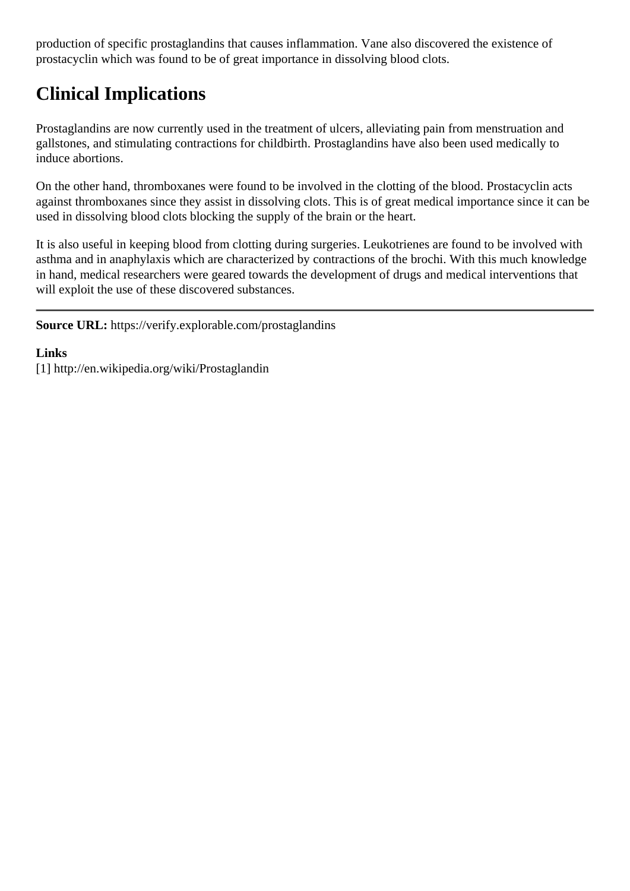production of specific prostaglandins that causes inflammation. Vane also discovered the existence of prostacyclin which was found to be of great importance in dissolving blood clots.

## Clinical Implications

Prostaglandins are now currently used in the treatment of ulcers, alleviating pain from menstruation and gallstones, and stimulating contractions for childbirth. Prostaglandins have also been used medically to induce abortions.

On the other hand, thromboxanes were found to be involved in the clotting of the blood. Prostacyclin acts against thromboxanes since they assist in dissolving clots. This is of great medical importance since it can be used in dissolving blood clots blocking the supply of the brain or the heart.

It is also useful in keeping blood from clotting during surgeries. Leukotrienes are found to be involved with asthma and in anaphylaxis which are characterized by contractions of the brochi. With this much knowledge in hand, medical researchers were geared towards the development of drugs and medical interventions that will exploit the use of these discovered substances.

---

**Source URL:** https://verify.explorable.com/prostaglandins

**Links**
[1] http://en.wikipedia.org/wiki/Prostaglandin